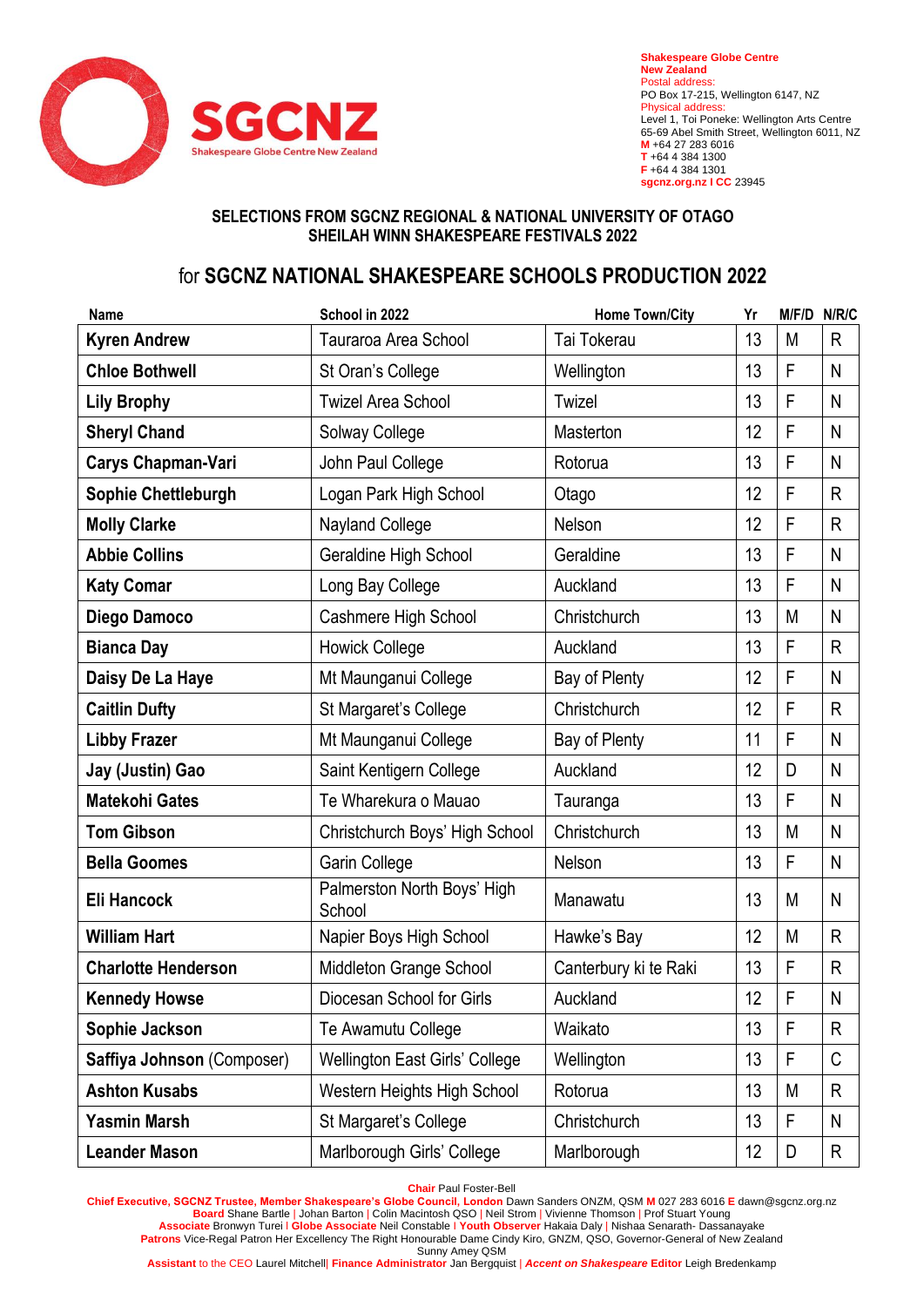SGCNZ
Shakespeare Globe Centre New Zealand

**Shakespeare Globe Centre New Zealand**
Postal address:
PO Box 17-215, Wellington 6147, NZ
Physical address:
Level 1, Toi Poneke: Wellington Arts Centre
65-69 Abel Smith Street, Wellington 6011, NZ
**M** +64 27 283 6016
**T** +64 4 384 1300
**F** +64 4 384 1301
**sgcnz.org.nz I CC** 23945

## SELECTIONS FROM SGCNZ REGIONAL & NATIONAL UNIVERSITY OF OTAGO SHEILAH WINN SHAKESPEARE FESTIVALS 2022

## for SGCNZ NATIONAL SHAKESPEARE SCHOOLS PRODUCTION 2022

| Name | School in 2022 | Home Town/City | Yr | M/F/D | N/R/C |
|---|---|---|---|---|---|
| **Kyren Andrew** | Tauraroa Area School | Tai Tokerau | 13 | M | R |
| **Chloe Bothwell** | St Oran's College | Wellington | 13 | F | N |
| **Lily Brophy** | Twizel Area School | Twizel | 13 | F | N |
| **Sheryl Chand** | Solway College | Masterton | 12 | F | N |
| **Carys Chapman-Vari** | John Paul College | Rotorua | 13 | F | N |
| **Sophie Chettleburgh** | Logan Park High School | Otago | 12 | F | R |
| **Molly Clarke** | Nayland College | Nelson | 12 | F | R |
| **Abbie Collins** | Geraldine High School | Geraldine | 13 | F | N |
| **Katy Comar** | Long Bay College | Auckland | 13 | F | N |
| **Diego Damoco** | Cashmere High School | Christchurch | 13 | M | N |
| **Bianca Day** | Howick College | Auckland | 13 | F | R |
| **Daisy De La Haye** | Mt Maunganui College | Bay of Plenty | 12 | F | N |
| **Caitlin Dufty** | St Margaret's College | Christchurch | 12 | F | R |
| **Libby Frazer** | Mt Maunganui College | Bay of Plenty | 11 | F | N |
| **Jay (Justin) Gao** | Saint Kentigern College | Auckland | 12 | D | N |
| **Matekohi Gates** | Te Wharekura o Mauao | Tauranga | 13 | F | N |
| **Tom Gibson** | Christchurch Boys' High School | Christchurch | 13 | M | N |
| **Bella Goomes** | Garin College | Nelson | 13 | F | N |
| **Eli Hancock** | Palmerston North Boys' High School | Manawatu | 13 | M | N |
| **William Hart** | Napier Boys High School | Hawke's Bay | 12 | M | R |
| **Charlotte Henderson** | Middleton Grange School | Canterbury ki te Raki | 13 | F | R |
| **Kennedy Howse** | Diocesan School for Girls | Auckland | 12 | F | N |
| **Sophie Jackson** | Te Awamutu College | Waikato | 13 | F | R |
| **Saffiya Johnson** (Composer) | Wellington East Girls' College | Wellington | 13 | F | C |
| **Ashton Kusabs** | Western Heights High School | Rotorua | 13 | M | R |
| **Yasmin Marsh** | St Margaret's College | Christchurch | 13 | F | N |
| **Leander Mason** | Marlborough Girls' College | Marlborough | 12 | D | R |

**Chair** Paul Foster-Bell
**Chief Executive, SGCNZ Trustee, Member Shakespeare's Globe Council, London** Dawn Sanders ONZM, QSM **M** 027 283 6016 **E** dawn@sgcnz.org.nz
**Board** Shane Bartle | Johan Barton | Colin Macintosh QSO | Neil Strom | Vivienne Thomson | Prof Stuart Young
**Associate** Bronwyn Turei I **Globe Associate** Neil Constable I **Youth Observer** Hakaia Daly | Nishaa Senarath- Dassanayake
**Patrons** Vice-Regal Patron Her Excellency The Right Honourable Dame Cindy Kiro, GNZM, QSO, Governor-General of New Zealand
Sunny Amey QSM
**Assistant** to the CEO Laurel Mitchell| **Finance Administrator** Jan Bergquist | ***Accent on Shakespeare* Editor** Leigh Bredenkamp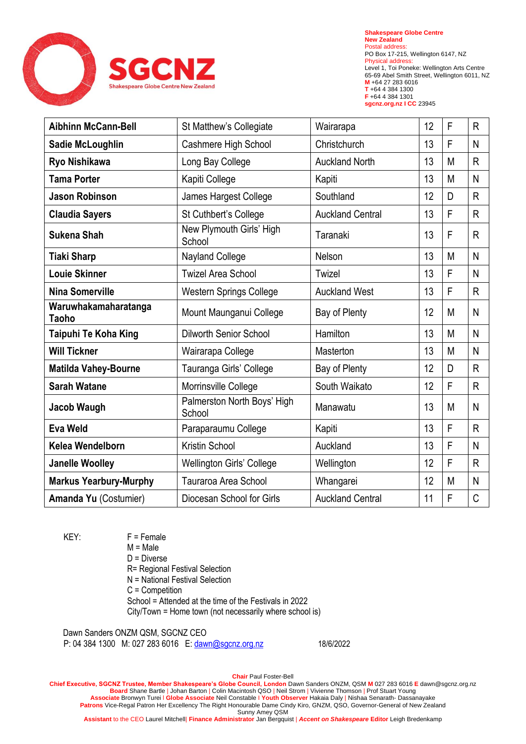**Shakespeare Globe Centre New Zealand**
Postal address:
PO Box 17-215, Wellington 6147, NZ
Physical address:
Level 1, Toi Poneke: Wellington Arts Centre
65-69 Abel Smith Street, Wellington 6011, NZ
M +64 27 283 6016
T +64 4 384 1300
F +64 4 384 1301
sgcnz.org.nz I CC 23945

| | | | | | |
|---|---|---|---|---|---|
| **Aibhinn McCann-Bell** | St Matthew's Collegiate | Wairarapa | 12 | F | R |
| **Sadie McLoughlin** | Cashmere High School | Christchurch | 13 | F | N |
| **Ryo Nishikawa** | Long Bay College | Auckland North | 13 | M | R |
| **Tama Porter** | Kapiti College | Kapiti | 13 | M | N |
| **Jason Robinson** | James Hargest College | Southland | 12 | D | R |
| **Claudia Sayers** | St Cuthbert's College | Auckland Central | 13 | F | R |
| **Sukena Shah** | New Plymouth Girls' High School | Taranaki | 13 | F | R |
| **Tiaki Sharp** | Nayland College | Nelson | 13 | M | N |
| **Louie Skinner** | Twizel Area School | Twizel | 13 | F | N |
| **Nina Somerville** | Western Springs College | Auckland West | 13 | F | R |
| **Waruwhakamaharatanga Taoho** | Mount Maunganui College | Bay of Plenty | 12 | M | N |
| **Taipuhi Te Koha King** | Dilworth Senior School | Hamilton | 13 | M | N |
| **Will Tickner** | Wairarapa College | Masterton | 13 | M | N |
| **Matilda Vahey-Bourne** | Tauranga Girls' College | Bay of Plenty | 12 | D | R |
| **Sarah Watane** | Morrinsville College | South Waikato | 12 | F | R |
| **Jacob Waugh** | Palmerston North Boys' High School | Manawatu | 13 | M | N |
| **Eva Weld** | Paraparaumu College | Kapiti | 13 | F | R |
| **Kelea Wendelborn** | Kristin School | Auckland | 13 | F | N |
| **Janelle Woolley** | Wellington Girls' College | Wellington | 12 | F | R |
| **Markus Yearbury-Murphy** | Tauraroa Area School | Whangarei | 12 | M | N |
| **Amanda Yu** (Costumier) | Diocesan School for Girls | Auckland Central | 11 | F | C |

KEY:
F = Female
M = Male
D = Diverse
R= Regional Festival Selection
N = National Festival Selection
C = Competition
School = Attended at the time of the Festivals in 2022
City/Town = Home town (not necessarily where school is)

Dawn Sanders ONZM QSM, SGCNZ CEO
P: 04 384 1300 M: 027 283 6016 E: dawn@sgcnz.org.nz

18/6/2022

**Chair** Paul Foster-Bell
**Chief Executive, SGCNZ Trustee, Member Shakespeare's Globe Council, London** Dawn Sanders ONZM, QSM **M** 027 283 6016 **E** dawn@sgcnz.org.nz
**Board** Shane Bartle | Johan Barton | Colin Macintosh QSO | Neil Strom | Vivienne Thomson | Prof Stuart Young
**Associate** Bronwyn Turei | **Globe Associate** Neil Constable | **Youth Observer** Hakaia Daly | Nishaa Senarath- Dassanayake
**Patrons** Vice-Regal Patron Her Excellency The Right Honourable Dame Cindy Kiro, GNZM, QSO, Governor-General of New Zealand
Sunny Amey QSM
**Assistant** to the CEO Laurel Mitchell| **Finance Administrator** Jan Bergquist | ***Accent on Shakespeare* Editor** Leigh Bredenkamp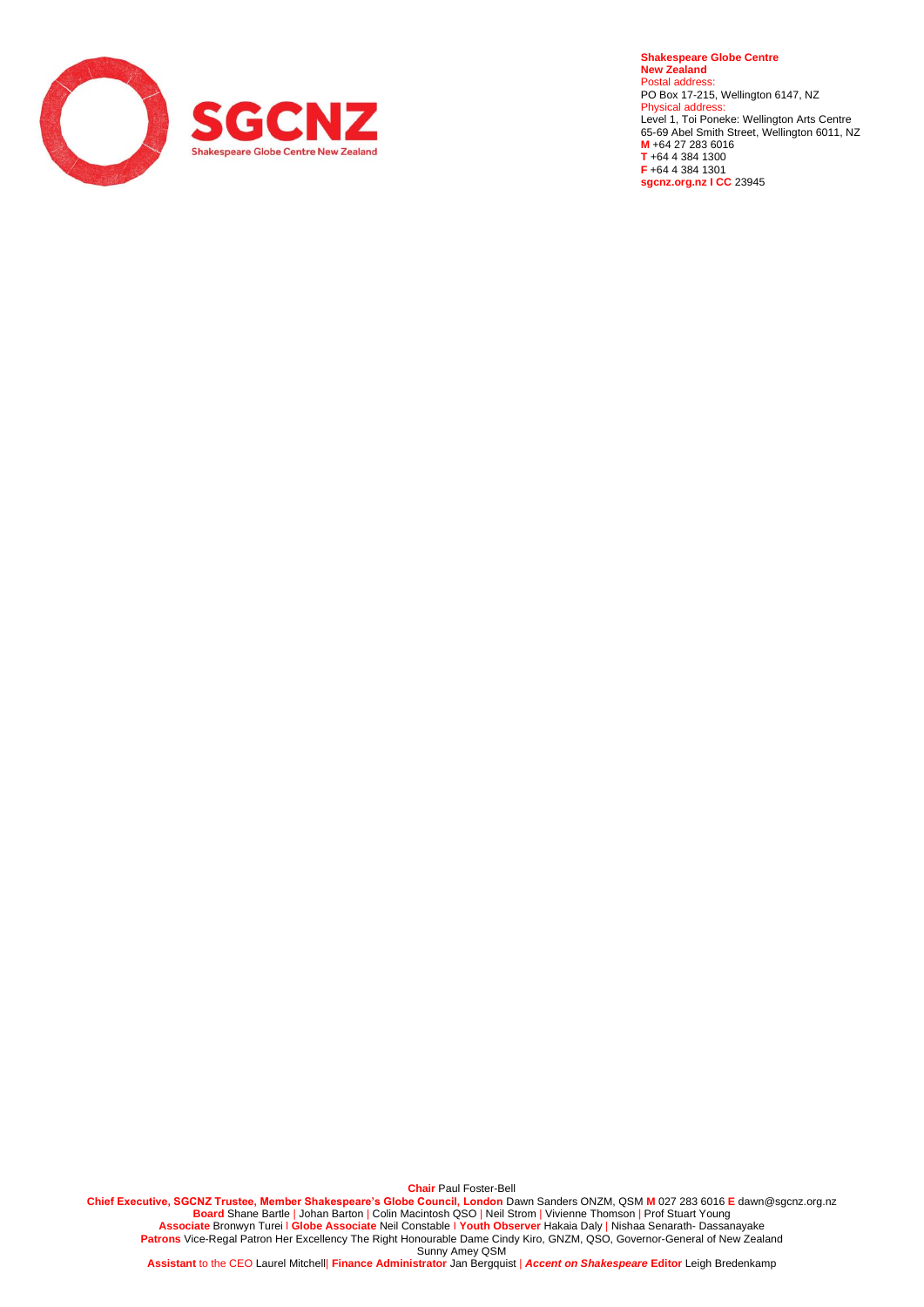**Shakespeare Globe Centre New Zealand**
Postal address:
PO Box 17-215, Wellington 6147, NZ
Physical address:
Level 1, Toi Poneke: Wellington Arts Centre
65-69 Abel Smith Street, Wellington 6011, NZ
**M** +64 27 283 6016
**T** +64 4 384 1300
**F** +64 4 384 1301
**sgcnz.org.nz I CC** 23945

**Chair** Paul Foster-Bell
**Chief Executive, SGCNZ Trustee, Member Shakespeare's Globe Council, London** Dawn Sanders ONZM, QSM **M** 027 283 6016 **E** dawn@sgcnz.org.nz
**Board** Shane Bartle | Johan Barton | Colin Macintosh QSO | Neil Strom | Vivienne Thomson | Prof Stuart Young
**Associate** Bronwyn Turei I **Globe Associate** Neil Constable I **Youth Observer** Hakaia Daly | Nishaa Senarath- Dassanayake
**Patrons** Vice-Regal Patron Her Excellency The Right Honourable Dame Cindy Kiro, GNZM, QSO, Governor-General of New Zealand
Sunny Amey QSM
**Assistant** to the CEO Laurel Mitchell| **Finance Administrator** Jan Bergquist | ***Accent on Shakespeare* Editor** Leigh Bredenkamp